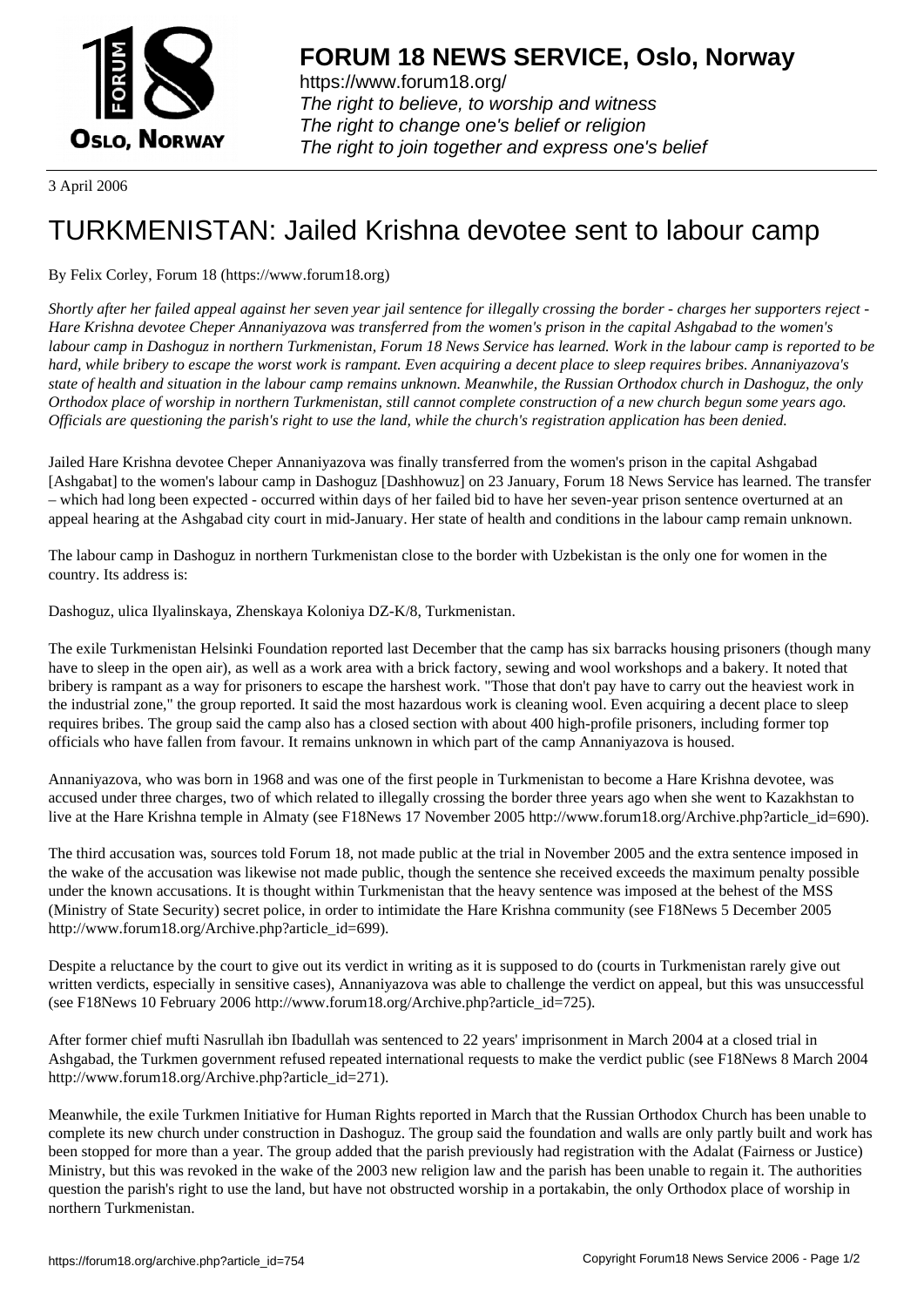# FORUM 18 NEWS SERVICE, Oslo, Norway

https://www.forum18.org/
*The right to believe, to worship and witness*
*The right to change one's belief or religion*
*The right to join together and express one's belief*

3 April 2006

## TURKMENISTAN: Jailed Krishna devotee sent to labour camp

By Felix Corley, Forum 18 (https://www.forum18.org)

*Shortly after her failed appeal against her seven year jail sentence for illegally crossing the border - charges her supporters reject - Hare Krishna devotee Cheper Annaniyazova was transferred from the women's prison in the capital Ashgabad to the women's labour camp in Dashoguz in northern Turkmenistan, Forum 18 News Service has learned. Work in the labour camp is reported to be hard, while bribery to escape the worst work is rampant. Even acquiring a decent place to sleep requires bribes. Annaniyazova's state of health and situation in the labour camp remains unknown. Meanwhile, the Russian Orthodox church in Dashoguz, the only Orthodox place of worship in northern Turkmenistan, still cannot complete construction of a new church begun some years ago. Officials are questioning the parish's right to use the land, while the church's registration application has been denied.*

Jailed Hare Krishna devotee Cheper Annaniyazova was finally transferred from the women's prison in the capital Ashgabad [Ashgabat] to the women's labour camp in Dashoguz [Dashhowuz] on 23 January, Forum 18 News Service has learned. The transfer – which had long been expected - occurred within days of her failed bid to have her seven-year prison sentence overturned at an appeal hearing at the Ashgabad city court in mid-January. Her state of health and conditions in the labour camp remain unknown.

The labour camp in Dashoguz in northern Turkmenistan close to the border with Uzbekistan is the only one for women in the country. Its address is:

Dashoguz, ulica Ilyalinskaya, Zhenskaya Koloniya DZ-K/8, Turkmenistan.

The exile Turkmenistan Helsinki Foundation reported last December that the camp has six barracks housing prisoners (though many have to sleep in the open air), as well as a work area with a brick factory, sewing and wool workshops and a bakery. It noted that bribery is rampant as a way for prisoners to escape the harshest work. "Those that don't pay have to carry out the heaviest work in the industrial zone," the group reported. It said the most hazardous work is cleaning wool. Even acquiring a decent place to sleep requires bribes. The group said the camp also has a closed section with about 400 high-profile prisoners, including former top officials who have fallen from favour. It remains unknown in which part of the camp Annaniyazova is housed.

Annaniyazova, who was born in 1968 and was one of the first people in Turkmenistan to become a Hare Krishna devotee, was accused under three charges, two of which related to illegally crossing the border three years ago when she went to Kazakhstan to live at the Hare Krishna temple in Almaty (see F18News 17 November 2005 http://www.forum18.org/Archive.php?article_id=690).

The third accusation was, sources told Forum 18, not made public at the trial in November 2005 and the extra sentence imposed in the wake of the accusation was likewise not made public, though the sentence she received exceeds the maximum penalty possible under the known accusations. It is thought within Turkmenistan that the heavy sentence was imposed at the behest of the MSS (Ministry of State Security) secret police, in order to intimidate the Hare Krishna community (see F18News 5 December 2005 http://www.forum18.org/Archive.php?article_id=699).

Despite a reluctance by the court to give out its verdict in writing as it is supposed to do (courts in Turkmenistan rarely give out written verdicts, especially in sensitive cases), Annaniyazova was able to challenge the verdict on appeal, but this was unsuccessful (see F18News 10 February 2006 http://www.forum18.org/Archive.php?article_id=725).

After former chief mufti Nasrullah ibn Ibadullah was sentenced to 22 years' imprisonment in March 2004 at a closed trial in Ashgabad, the Turkmen government refused repeated international requests to make the verdict public (see F18News 8 March 2004 http://www.forum18.org/Archive.php?article_id=271).

Meanwhile, the exile Turkmen Initiative for Human Rights reported in March that the Russian Orthodox Church has been unable to complete its new church under construction in Dashoguz. The group said the foundation and walls are only partly built and work has been stopped for more than a year. The group added that the parish previously had registration with the Adalat (Fairness or Justice) Ministry, but this was revoked in the wake of the 2003 new religion law and the parish has been unable to regain it. The authorities question the parish's right to use the land, but have not obstructed worship in a portakabin, the only Orthodox place of worship in northern Turkmenistan.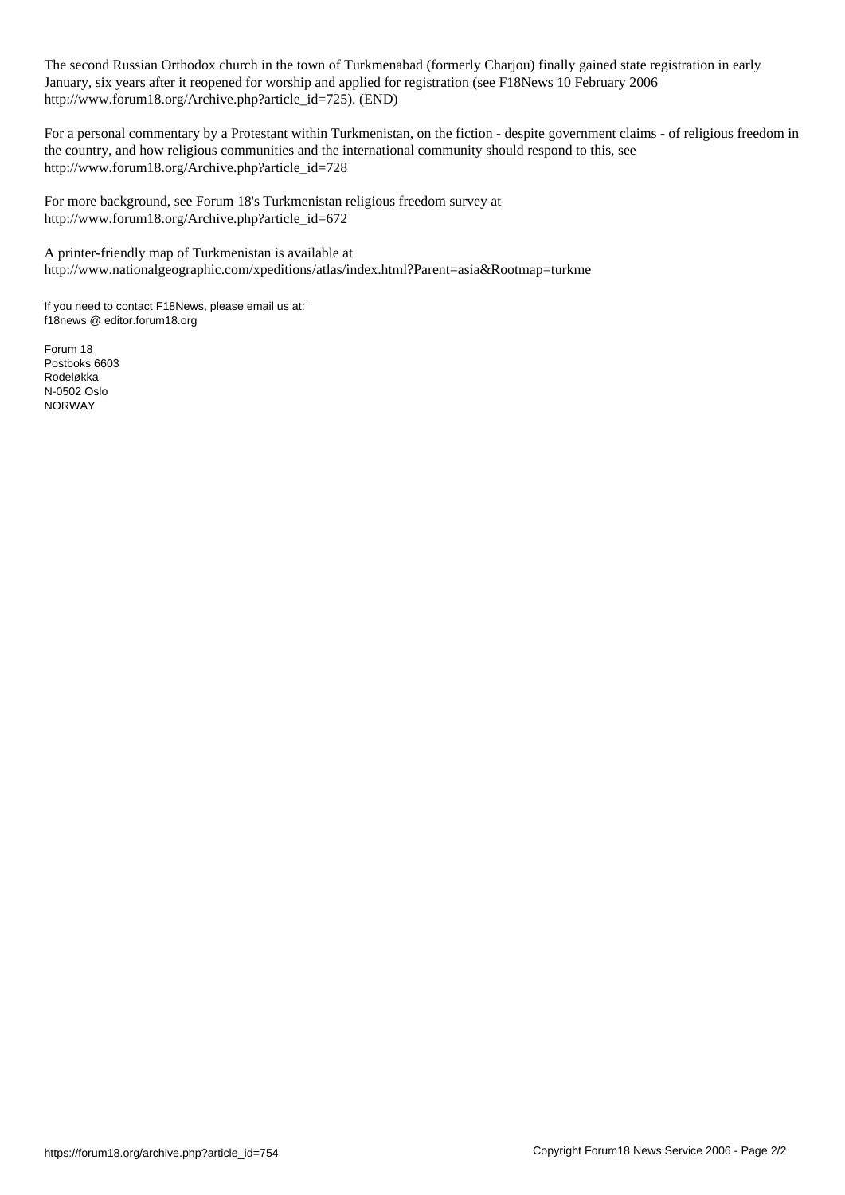The second Russian Orthodox church in the town of Turkmenabad (formerly Charjou) finally gained state registration in early January, six years after it reopened for worship and applied for registration (see F18News 10 February 2006 http://www.forum18.org/Archive.php?article_id=725). (END)

For a personal commentary by a Protestant within Turkmenistan, on the fiction - despite government claims - of religious freedom in the country, and how religious communities and the international community should respond to this, see http://www.forum18.org/Archive.php?article_id=728

For more background, see Forum 18's Turkmenistan religious freedom survey at http://www.forum18.org/Archive.php?article_id=672

A printer-friendly map of Turkmenistan is available at http://www.nationalgeographic.com/xpeditions/atlas/index.html?Parent=asia&Rootmap=turkme

---

If you need to contact F18News, please email us at:
f18news @ editor.forum18.org

Forum 18
Postboks 6603
Rodeløkka
N-0502 Oslo
NORWAY